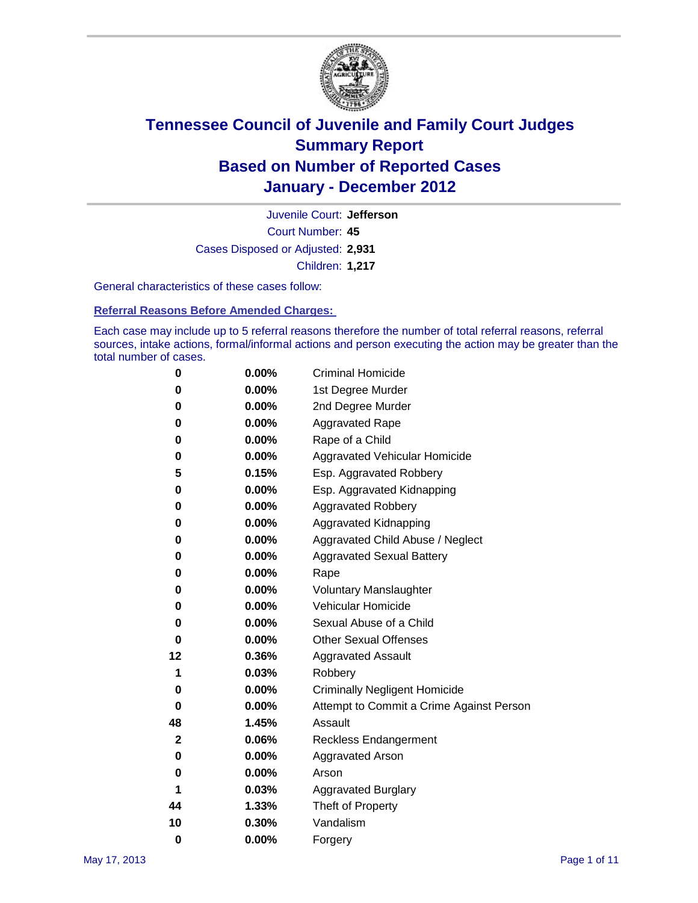# Tennessee Council of Juvenile and Family Court Judges
## Summary Report
## Based on Number of Reported Cases
## January - December 2012

Juvenile Court: **Jefferson**

Court Number: **45**

Cases Disposed or Adjusted: **2,931**

Children: **1,217**

General characteristics of these cases follow:

### Referral Reasons Before Amended Charges:

Each case may include up to 5 referral reasons therefore the number of total referral reasons, referral sources, intake actions, formal/informal actions and person executing the action may be greater than the total number of cases.

| Count | Percent | Referral Reason |
|---|---|---|
| 0 | 0.00% | Criminal Homicide |
| 0 | 0.00% | 1st Degree Murder |
| 0 | 0.00% | 2nd Degree Murder |
| 0 | 0.00% | Aggravated Rape |
| 0 | 0.00% | Rape of a Child |
| 0 | 0.00% | Aggravated Vehicular Homicide |
| 5 | 0.15% | Esp. Aggravated Robbery |
| 0 | 0.00% | Esp. Aggravated Kidnapping |
| 0 | 0.00% | Aggravated Robbery |
| 0 | 0.00% | Aggravated Kidnapping |
| 0 | 0.00% | Aggravated Child Abuse / Neglect |
| 0 | 0.00% | Aggravated Sexual Battery |
| 0 | 0.00% | Rape |
| 0 | 0.00% | Voluntary Manslaughter |
| 0 | 0.00% | Vehicular Homicide |
| 0 | 0.00% | Sexual Abuse of a Child |
| 0 | 0.00% | Other Sexual Offenses |
| 12 | 0.36% | Aggravated Assault |
| 1 | 0.03% | Robbery |
| 0 | 0.00% | Criminally Negligent Homicide |
| 0 | 0.00% | Attempt to Commit a Crime Against Person |
| 48 | 1.45% | Assault |
| 2 | 0.06% | Reckless Endangerment |
| 0 | 0.00% | Aggravated Arson |
| 0 | 0.00% | Arson |
| 1 | 0.03% | Aggravated Burglary |
| 44 | 1.33% | Theft of Property |
| 10 | 0.30% | Vandalism |
| 0 | 0.00% | Forgery |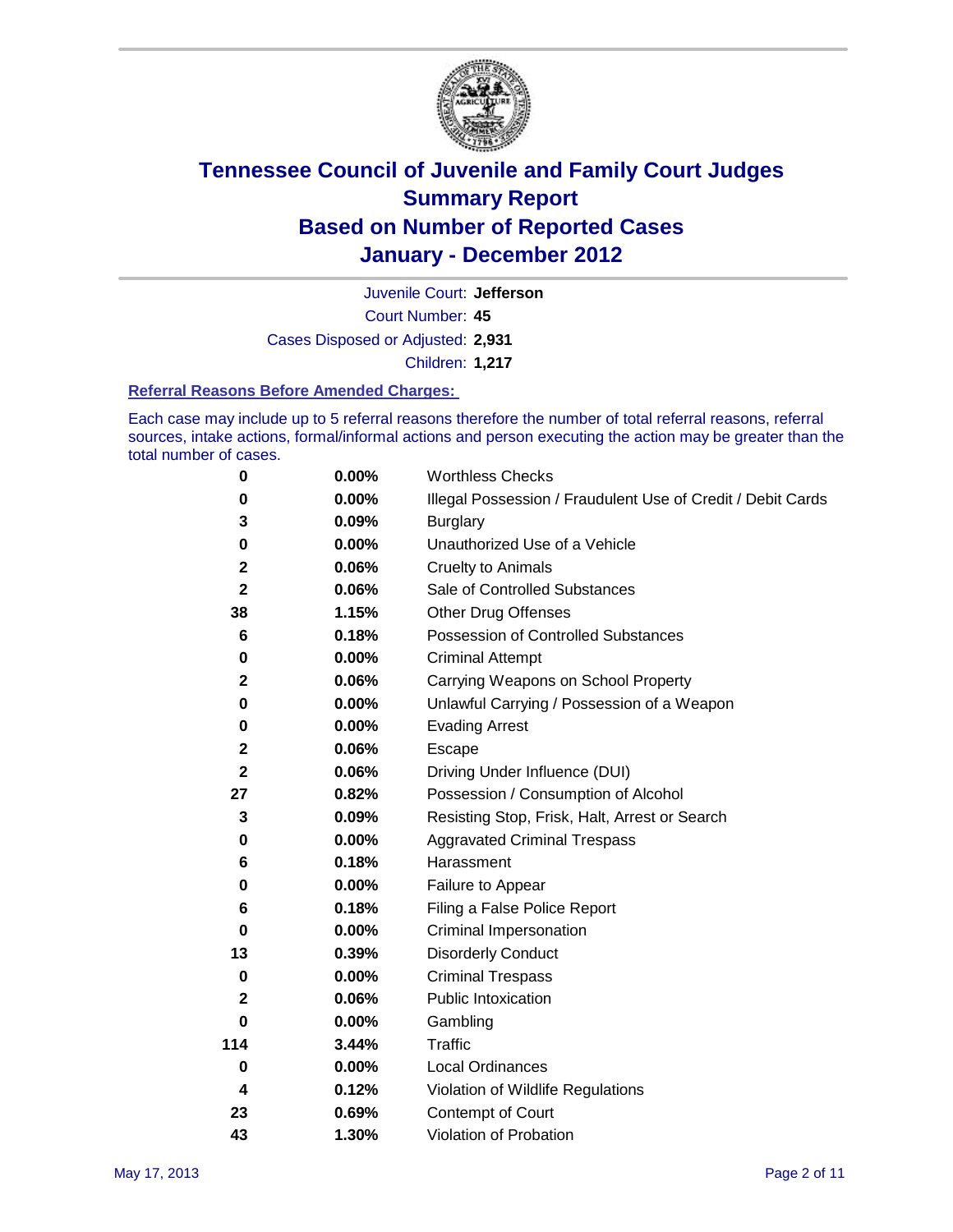# Tennessee Council of Juvenile and Family Court Judges
## Summary Report
## Based on Number of Reported Cases
## January - December 2012

Juvenile Court: **Jefferson**

Court Number: **45**

Cases Disposed or Adjusted: **2,931**

Children: **1,217**

### Referral Reasons Before Amended Charges:

Each case may include up to 5 referral reasons therefore the number of total referral reasons, referral sources, intake actions, formal/informal actions and person executing the action may be greater than the total number of cases.

| Count | Percent | Referral Reason |
|---|---|---|
| 0 | 0.00% | Worthless Checks |
| 0 | 0.00% | Illegal Possession / Fraudulent Use of Credit / Debit Cards |
| 3 | 0.09% | Burglary |
| 0 | 0.00% | Unauthorized Use of a Vehicle |
| 2 | 0.06% | Cruelty to Animals |
| 2 | 0.06% | Sale of Controlled Substances |
| 38 | 1.15% | Other Drug Offenses |
| 6 | 0.18% | Possession of Controlled Substances |
| 0 | 0.00% | Criminal Attempt |
| 2 | 0.06% | Carrying Weapons on School Property |
| 0 | 0.00% | Unlawful Carrying / Possession of a Weapon |
| 0 | 0.00% | Evading Arrest |
| 2 | 0.06% | Escape |
| 2 | 0.06% | Driving Under Influence (DUI) |
| 27 | 0.82% | Possession / Consumption of Alcohol |
| 3 | 0.09% | Resisting Stop, Frisk, Halt, Arrest or Search |
| 0 | 0.00% | Aggravated Criminal Trespass |
| 6 | 0.18% | Harassment |
| 0 | 0.00% | Failure to Appear |
| 6 | 0.18% | Filing a False Police Report |
| 0 | 0.00% | Criminal Impersonation |
| 13 | 0.39% | Disorderly Conduct |
| 0 | 0.00% | Criminal Trespass |
| 2 | 0.06% | Public Intoxication |
| 0 | 0.00% | Gambling |
| 114 | 3.44% | Traffic |
| 0 | 0.00% | Local Ordinances |
| 4 | 0.12% | Violation of Wildlife Regulations |
| 23 | 0.69% | Contempt of Court |
| 43 | 1.30% | Violation of Probation |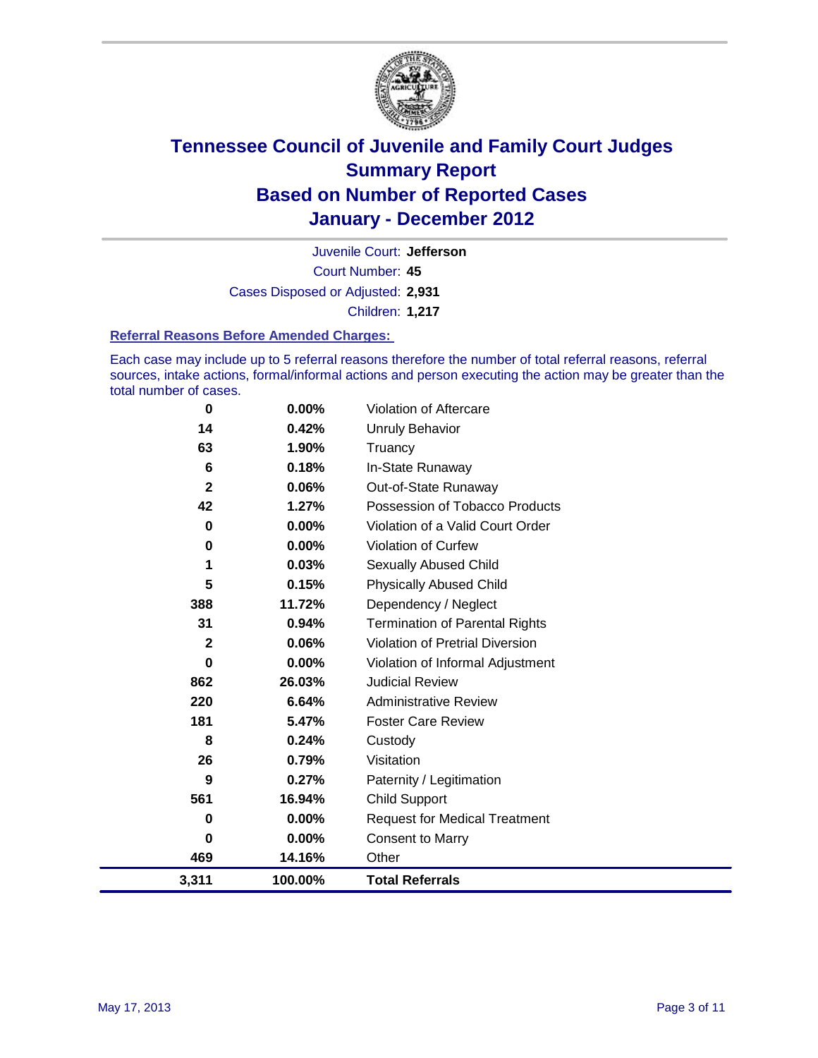# Tennessee Council of Juvenile and Family Court Judges
## Summary Report
## Based on Number of Reported Cases
## January - December 2012

Juvenile Court: **Jefferson**

Court Number: **45**

Cases Disposed or Adjusted: **2,931**

Children: **1,217**

### Referral Reasons Before Amended Charges:

Each case may include up to 5 referral reasons therefore the number of total referral reasons, referral sources, intake actions, formal/informal actions and person executing the action may be greater than the total number of cases.

| Count | Percent | Referral Reason |
|---|---|---|
| 0 | 0.00% | Violation of Aftercare |
| 14 | 0.42% | Unruly Behavior |
| 63 | 1.90% | Truancy |
| 6 | 0.18% | In-State Runaway |
| 2 | 0.06% | Out-of-State Runaway |
| 42 | 1.27% | Possession of Tobacco Products |
| 0 | 0.00% | Violation of a Valid Court Order |
| 0 | 0.00% | Violation of Curfew |
| 1 | 0.03% | Sexually Abused Child |
| 5 | 0.15% | Physically Abused Child |
| 388 | 11.72% | Dependency / Neglect |
| 31 | 0.94% | Termination of Parental Rights |
| 2 | 0.06% | Violation of Pretrial Diversion |
| 0 | 0.00% | Violation of Informal Adjustment |
| 862 | 26.03% | Judicial Review |
| 220 | 6.64% | Administrative Review |
| 181 | 5.47% | Foster Care Review |
| 8 | 0.24% | Custody |
| 26 | 0.79% | Visitation |
| 9 | 0.27% | Paternity / Legitimation |
| 561 | 16.94% | Child Support |
| 0 | 0.00% | Request for Medical Treatment |
| 0 | 0.00% | Consent to Marry |
| 469 | 14.16% | Other |
| **3,311** | **100.00%** | **Total Referrals** |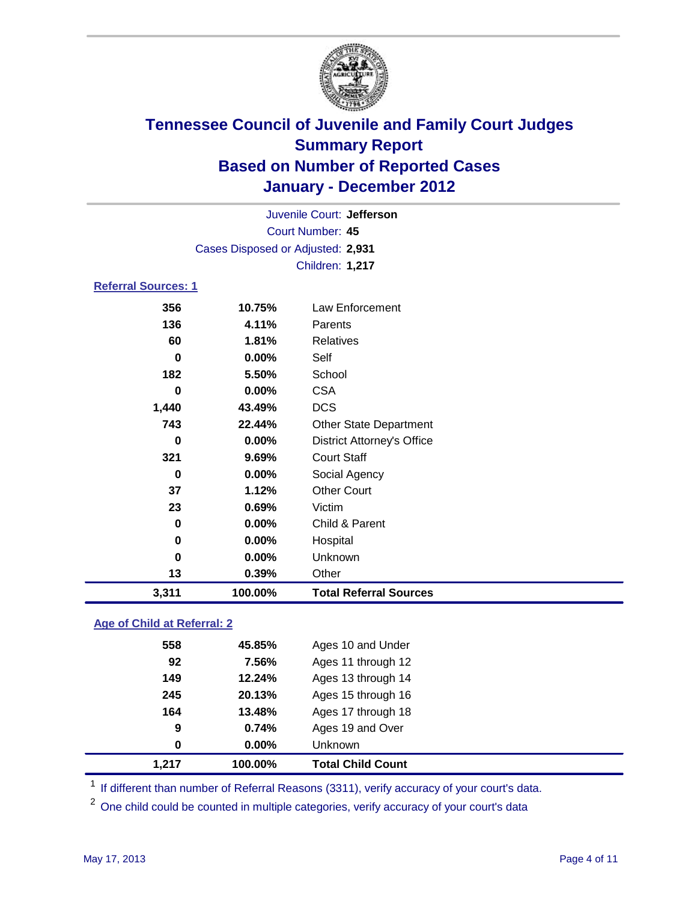# Tennessee Council of Juvenile and Family Court Judges
## Summary Report
## Based on Number of Reported Cases
## January - December 2012

Juvenile Court: **Jefferson**
Court Number: **45**
Cases Disposed or Adjusted: **2,931**
Children: **1,217**

### Referral Sources: 1

| | | |
|---|---|---|
| 356 | 10.75% | Law Enforcement |
| 136 | 4.11% | Parents |
| 60 | 1.81% | Relatives |
| 0 | 0.00% | Self |
| 182 | 5.50% | School |
| 0 | 0.00% | CSA |
| 1,440 | 43.49% | DCS |
| 743 | 22.44% | Other State Department |
| 0 | 0.00% | District Attorney's Office |
| 321 | 9.69% | Court Staff |
| 0 | 0.00% | Social Agency |
| 37 | 1.12% | Other Court |
| 23 | 0.69% | Victim |
| 0 | 0.00% | Child & Parent |
| 0 | 0.00% | Hospital |
| 0 | 0.00% | Unknown |
| 13 | 0.39% | Other |
| **3,311** | **100.00%** | **Total Referral Sources** |

### Age of Child at Referral: 2

| | | |
|---|---|---|
| 558 | 45.85% | Ages 10 and Under |
| 92 | 7.56% | Ages 11 through 12 |
| 149 | 12.24% | Ages 13 through 14 |
| 245 | 20.13% | Ages 15 through 16 |
| 164 | 13.48% | Ages 17 through 18 |
| 9 | 0.74% | Ages 19 and Over |
| 0 | 0.00% | Unknown |
| **1,217** | **100.00%** | **Total Child Count** |

[1] If different than number of Referral Reasons (3311), verify accuracy of your court's data.

[2] One child could be counted in multiple categories, verify accuracy of your court's data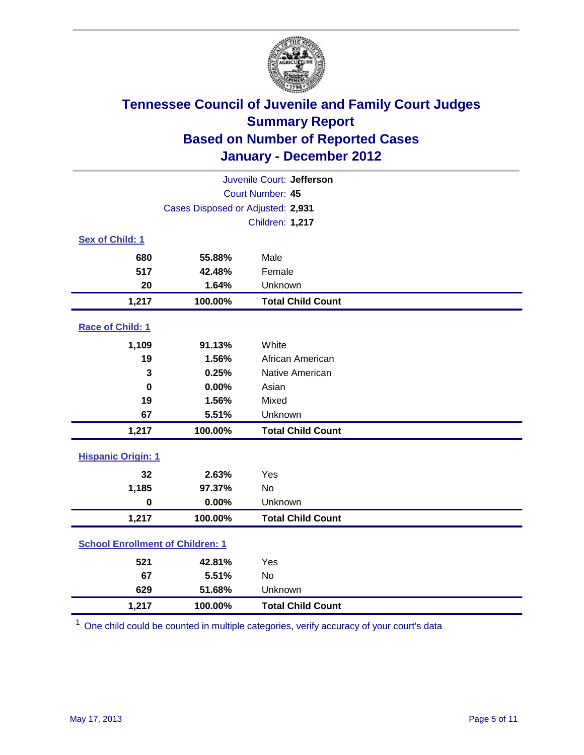# Tennessee Council of Juvenile and Family Court Judges
## Summary Report
## Based on Number of Reported Cases
## January - December 2012

Juvenile Court: **Jefferson**
Court Number: **45**
Cases Disposed or Adjusted: **2,931**
Children: **1,217**

### Sex of Child: 1

| Count | Percent | Category |
|---|---|---|
| 680 | 55.88% | Male |
| 517 | 42.48% | Female |
| 20 | 1.64% | Unknown |
| **1,217** | **100.00%** | **Total Child Count** |

### Race of Child: 1

| Count | Percent | Category |
|---|---|---|
| 1,109 | 91.13% | White |
| 19 | 1.56% | African American |
| 3 | 0.25% | Native American |
| 0 | 0.00% | Asian |
| 19 | 1.56% | Mixed |
| 67 | 5.51% | Unknown |
| **1,217** | **100.00%** | **Total Child Count** |

### Hispanic Origin: 1

| Count | Percent | Category |
|---|---|---|
| 32 | 2.63% | Yes |
| 1,185 | 97.37% | No |
| 0 | 0.00% | Unknown |
| **1,217** | **100.00%** | **Total Child Count** |

### School Enrollment of Children: 1

| Count | Percent | Category |
|---|---|---|
| 521 | 42.81% | Yes |
| 67 | 5.51% | No |
| 629 | 51.68% | Unknown |
| **1,217** | **100.00%** | **Total Child Count** |

[1] One child could be counted in multiple categories, verify accuracy of your court's data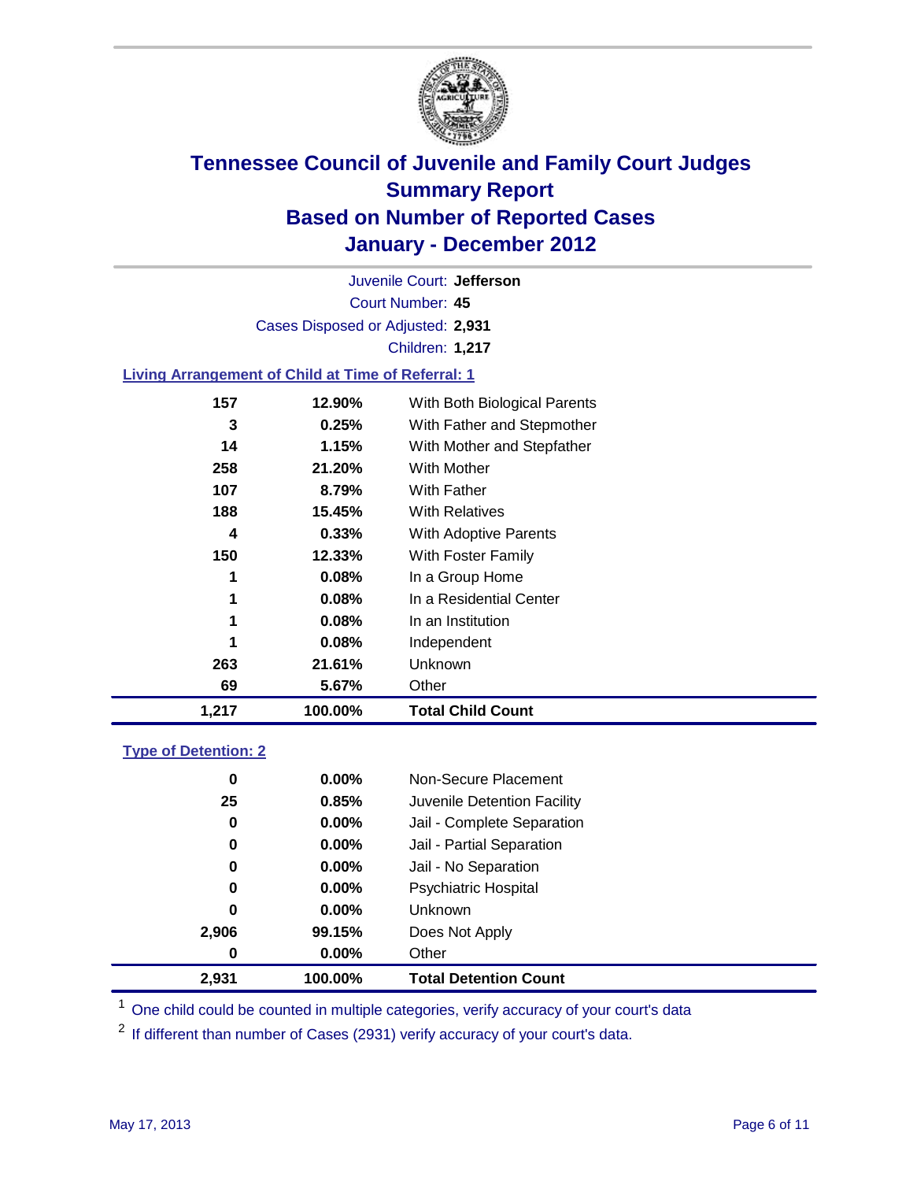# Tennessee Council of Juvenile and Family Court Judges
## Summary Report
## Based on Number of Reported Cases
## January - December 2012

Juvenile Court: **Jefferson**

Court Number: **45**

Cases Disposed or Adjusted: **2,931**

Children: **1,217**

### Living Arrangement of Child at Time of Referral: 1

| | | |
|---|---|---|
| 157 | 12.90% | With Both Biological Parents |
| 3 | 0.25% | With Father and Stepmother |
| 14 | 1.15% | With Mother and Stepfather |
| 258 | 21.20% | With Mother |
| 107 | 8.79% | With Father |
| 188 | 15.45% | With Relatives |
| 4 | 0.33% | With Adoptive Parents |
| 150 | 12.33% | With Foster Family |
| 1 | 0.08% | In a Group Home |
| 1 | 0.08% | In a Residential Center |
| 1 | 0.08% | In an Institution |
| 1 | 0.08% | Independent |
| 263 | 21.61% | Unknown |
| 69 | 5.67% | Other |
| **1,217** | **100.00%** | **Total Child Count** |

### Type of Detention: 2

| | | |
|---|---|---|
| 0 | 0.00% | Non-Secure Placement |
| 25 | 0.85% | Juvenile Detention Facility |
| 0 | 0.00% | Jail - Complete Separation |
| 0 | 0.00% | Jail - Partial Separation |
| 0 | 0.00% | Jail - No Separation |
| 0 | 0.00% | Psychiatric Hospital |
| 0 | 0.00% | Unknown |
| 2,906 | 99.15% | Does Not Apply |
| 0 | 0.00% | Other |
| **2,931** | **100.00%** | **Total Detention Count** |

[1] One child could be counted in multiple categories, verify accuracy of your court's data

[2] If different than number of Cases (2931) verify accuracy of your court's data.

May 17, 2013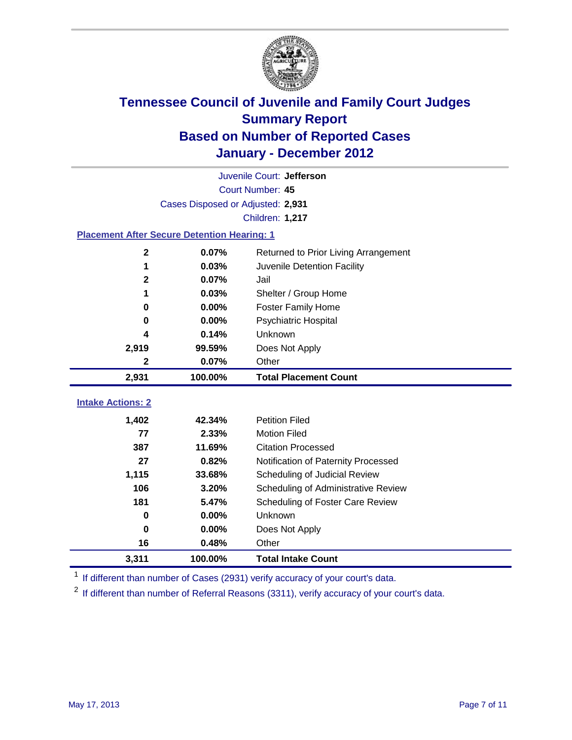# Tennessee Council of Juvenile and Family Court Judges
## Summary Report
## Based on Number of Reported Cases
## January - December 2012

Juvenile Court: **Jefferson**

Court Number: **45**

Cases Disposed or Adjusted: **2,931**

Children: **1,217**

### Placement After Secure Detention Hearing: 1

| | | |
|---|---|---|
| 2 | 0.07% | Returned to Prior Living Arrangement |
| 1 | 0.03% | Juvenile Detention Facility |
| 2 | 0.07% | Jail |
| 1 | 0.03% | Shelter / Group Home |
| 0 | 0.00% | Foster Family Home |
| 0 | 0.00% | Psychiatric Hospital |
| 4 | 0.14% | Unknown |
| 2,919 | 99.59% | Does Not Apply |
| 2 | 0.07% | Other |
| **2,931** | **100.00%** | **Total Placement Count** |

### Intake Actions: 2

| | | |
|---|---|---|
| 1,402 | 42.34% | Petition Filed |
| 77 | 2.33% | Motion Filed |
| 387 | 11.69% | Citation Processed |
| 27 | 0.82% | Notification of Paternity Processed |
| 1,115 | 33.68% | Scheduling of Judicial Review |
| 106 | 3.20% | Scheduling of Administrative Review |
| 181 | 5.47% | Scheduling of Foster Care Review |
| 0 | 0.00% | Unknown |
| 0 | 0.00% | Does Not Apply |
| 16 | 0.48% | Other |
| **3,311** | **100.00%** | **Total Intake Count** |

[1] If different than number of Cases (2931) verify accuracy of your court's data.

[2] If different than number of Referral Reasons (3311), verify accuracy of your court's data.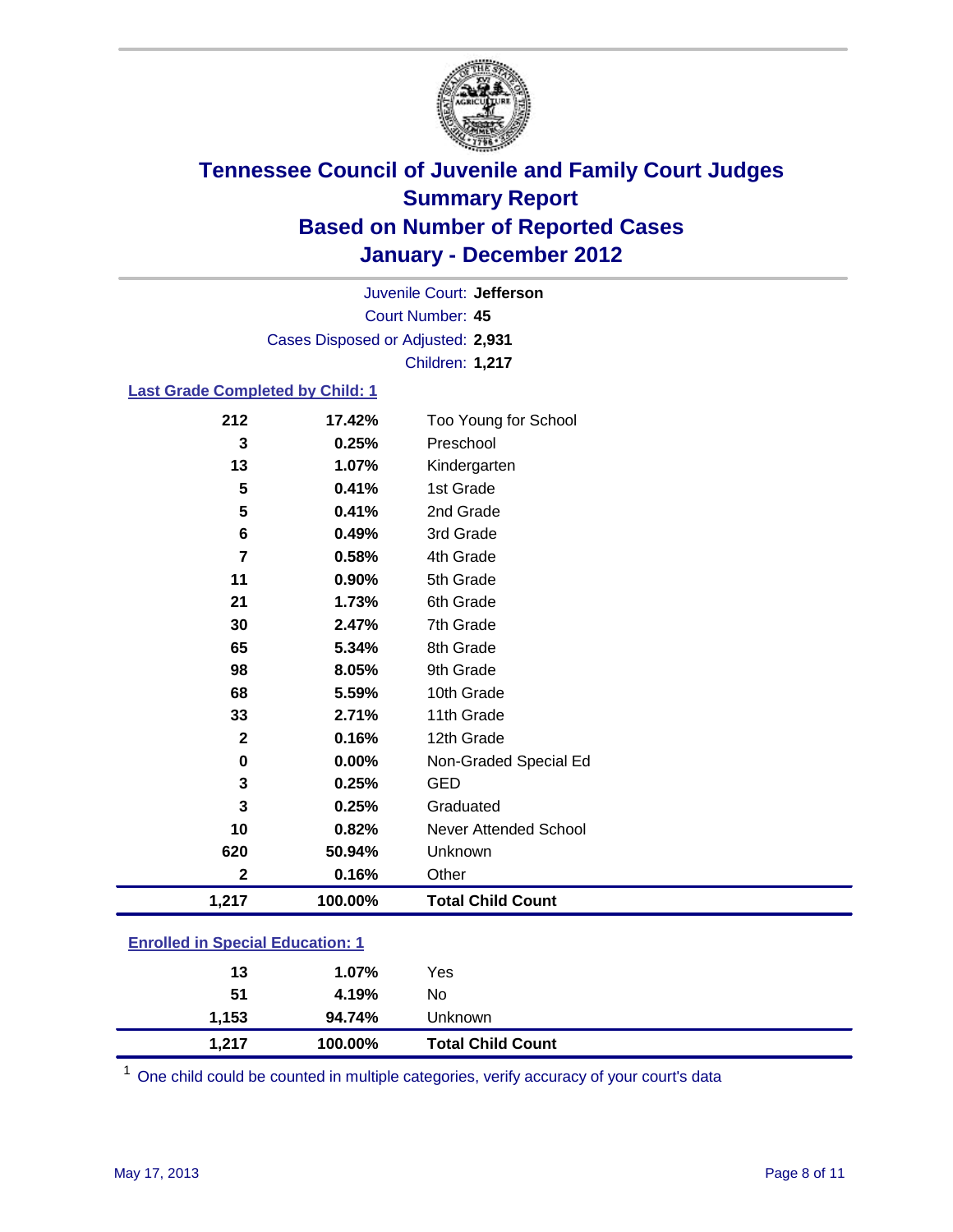# Tennessee Council of Juvenile and Family Court Judges
## Summary Report
## Based on Number of Reported Cases
## January - December 2012

Juvenile Court: **Jefferson**
Court Number: **45**
Cases Disposed or Adjusted: **2,931**
Children: **1,217**

### Last Grade Completed by Child: 1

| Count | Percent | Category |
|---|---|---|
| 212 | 17.42% | Too Young for School |
| 3 | 0.25% | Preschool |
| 13 | 1.07% | Kindergarten |
| 5 | 0.41% | 1st Grade |
| 5 | 0.41% | 2nd Grade |
| 6 | 0.49% | 3rd Grade |
| 7 | 0.58% | 4th Grade |
| 11 | 0.90% | 5th Grade |
| 21 | 1.73% | 6th Grade |
| 30 | 2.47% | 7th Grade |
| 65 | 5.34% | 8th Grade |
| 98 | 8.05% | 9th Grade |
| 68 | 5.59% | 10th Grade |
| 33 | 2.71% | 11th Grade |
| 2 | 0.16% | 12th Grade |
| 0 | 0.00% | Non-Graded Special Ed |
| 3 | 0.25% | GED |
| 3 | 0.25% | Graduated |
| 10 | 0.82% | Never Attended School |
| 620 | 50.94% | Unknown |
| 2 | 0.16% | Other |
| **1,217** | **100.00%** | **Total Child Count** |

### Enrolled in Special Education: 1

| Count | Percent | Category |
|---|---|---|
| 13 | 1.07% | Yes |
| 51 | 4.19% | No |
| 1,153 | 94.74% | Unknown |
| **1,217** | **100.00%** | **Total Child Count** |

[1] One child could be counted in multiple categories, verify accuracy of your court's data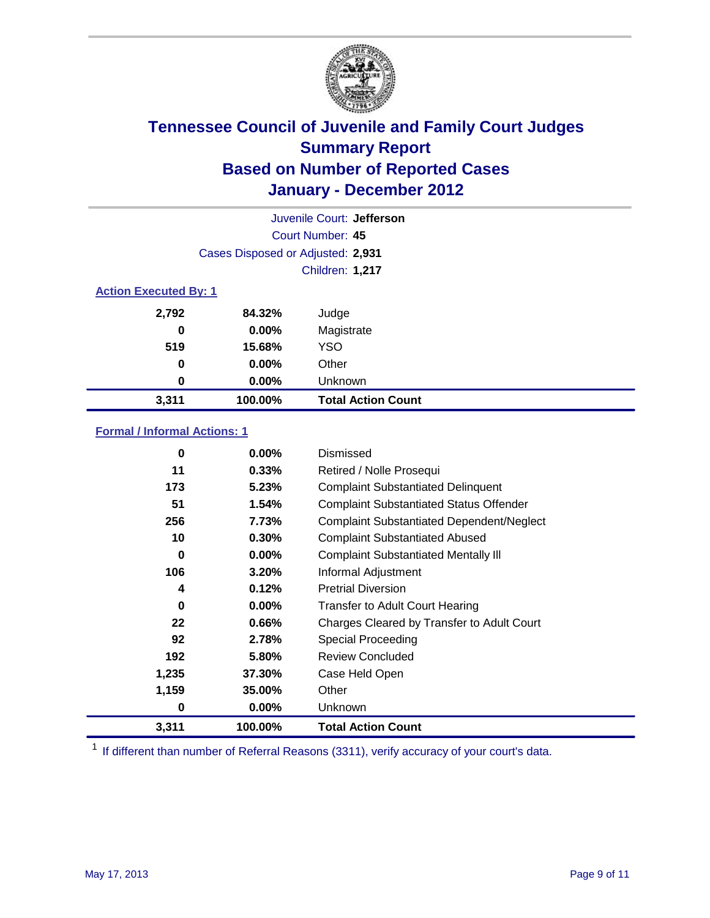# Tennessee Council of Juvenile and Family Court Judges
## Summary Report
## Based on Number of Reported Cases
## January - December 2012

Juvenile Court: **Jefferson**

Court Number: **45**

Cases Disposed or Adjusted: **2,931**

Children: **1,217**

### Action Executed By: 1

| Count | Percent | Action |
|---|---|---|
| 2,792 | 84.32% | Judge |
| 0 | 0.00% | Magistrate |
| 519 | 15.68% | YSO |
| 0 | 0.00% | Other |
| 0 | 0.00% | Unknown |
| **3,311** | **100.00%** | **Total Action Count** |

### Formal / Informal Actions: 1

| Count | Percent | Action |
|---|---|---|
| 0 | 0.00% | Dismissed |
| 11 | 0.33% | Retired / Nolle Prosequi |
| 173 | 5.23% | Complaint Substantiated Delinquent |
| 51 | 1.54% | Complaint Substantiated Status Offender |
| 256 | 7.73% | Complaint Substantiated Dependent/Neglect |
| 10 | 0.30% | Complaint Substantiated Abused |
| 0 | 0.00% | Complaint Substantiated Mentally Ill |
| 106 | 3.20% | Informal Adjustment |
| 4 | 0.12% | Pretrial Diversion |
| 0 | 0.00% | Transfer to Adult Court Hearing |
| 22 | 0.66% | Charges Cleared by Transfer to Adult Court |
| 92 | 2.78% | Special Proceeding |
| 192 | 5.80% | Review Concluded |
| 1,235 | 37.30% | Case Held Open |
| 1,159 | 35.00% | Other |
| 0 | 0.00% | Unknown |
| **3,311** | **100.00%** | **Total Action Count** |

[1] If different than number of Referral Reasons (3311), verify accuracy of your court's data.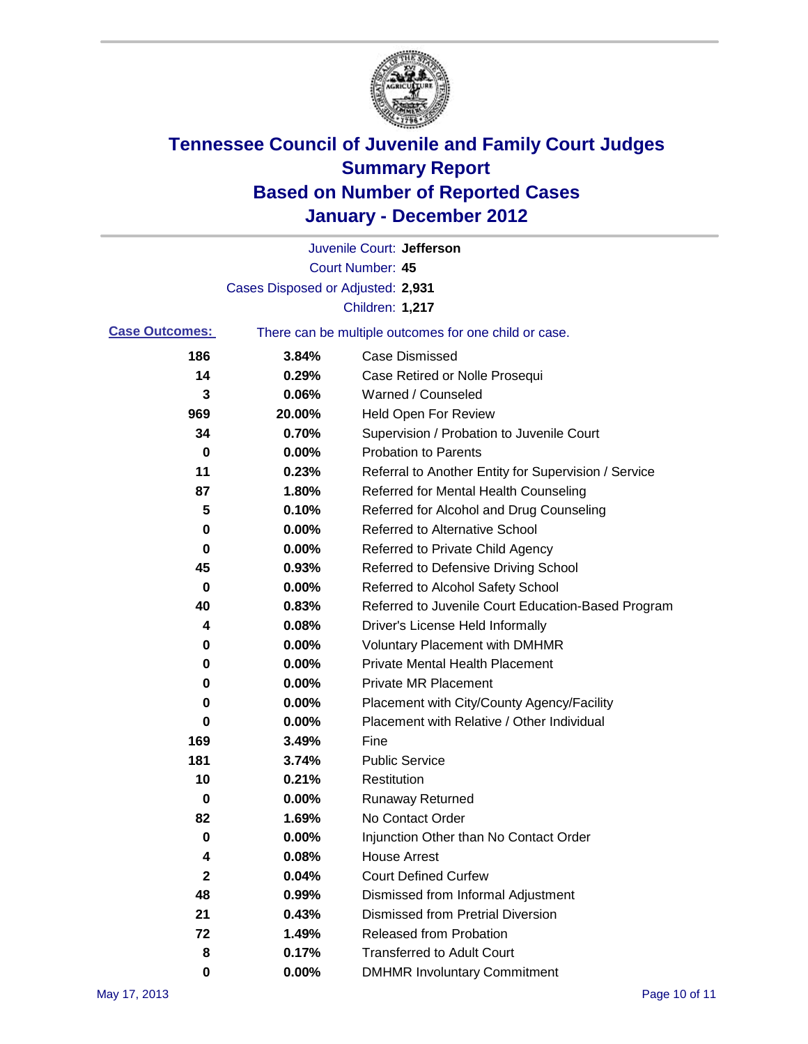# Tennessee Council of Juvenile and Family Court Judges
## Summary Report
## Based on Number of Reported Cases
## January - December 2012

Juvenile Court: **Jefferson**
Court Number: **45**
Cases Disposed or Adjusted: **2,931**
Children: **1,217**

**Case Outcomes:** There can be multiple outcomes for one child or case.

| Count | Percent | Outcome |
|---|---|---|
| 186 | 3.84% | Case Dismissed |
| 14 | 0.29% | Case Retired or Nolle Prosequi |
| 3 | 0.06% | Warned / Counseled |
| 969 | 20.00% | Held Open For Review |
| 34 | 0.70% | Supervision / Probation to Juvenile Court |
| 0 | 0.00% | Probation to Parents |
| 11 | 0.23% | Referral to Another Entity for Supervision / Service |
| 87 | 1.80% | Referred for Mental Health Counseling |
| 5 | 0.10% | Referred for Alcohol and Drug Counseling |
| 0 | 0.00% | Referred to Alternative School |
| 0 | 0.00% | Referred to Private Child Agency |
| 45 | 0.93% | Referred to Defensive Driving School |
| 0 | 0.00% | Referred to Alcohol Safety School |
| 40 | 0.83% | Referred to Juvenile Court Education-Based Program |
| 4 | 0.08% | Driver's License Held Informally |
| 0 | 0.00% | Voluntary Placement with DMHMR |
| 0 | 0.00% | Private Mental Health Placement |
| 0 | 0.00% | Private MR Placement |
| 0 | 0.00% | Placement with City/County Agency/Facility |
| 0 | 0.00% | Placement with Relative / Other Individual |
| 169 | 3.49% | Fine |
| 181 | 3.74% | Public Service |
| 10 | 0.21% | Restitution |
| 0 | 0.00% | Runaway Returned |
| 82 | 1.69% | No Contact Order |
| 0 | 0.00% | Injunction Other than No Contact Order |
| 4 | 0.08% | House Arrest |
| 2 | 0.04% | Court Defined Curfew |
| 48 | 0.99% | Dismissed from Informal Adjustment |
| 21 | 0.43% | Dismissed from Pretrial Diversion |
| 72 | 1.49% | Released from Probation |
| 8 | 0.17% | Transferred to Adult Court |
| 0 | 0.00% | DMHMR Involuntary Commitment |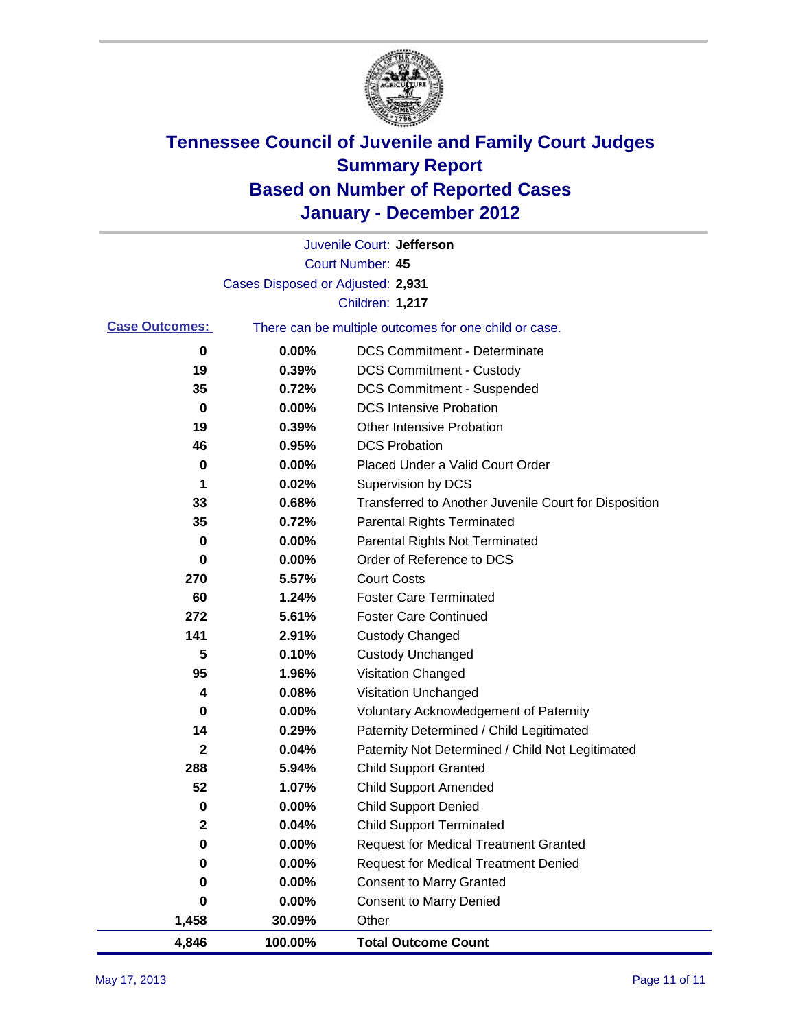# Tennessee Council of Juvenile and Family Court Judges
# Summary Report
# Based on Number of Reported Cases
# January - December 2012

Juvenile Court: **Jefferson**

Court Number: **45**

Cases Disposed or Adjusted: **2,931**

Children: **1,217**

**Case Outcomes:** There can be multiple outcomes for one child or case.

| | | |
|---|---|---|
| 0 | 0.00% | DCS Commitment - Determinate |
| 19 | 0.39% | DCS Commitment - Custody |
| 35 | 0.72% | DCS Commitment - Suspended |
| 0 | 0.00% | DCS Intensive Probation |
| 19 | 0.39% | Other Intensive Probation |
| 46 | 0.95% | DCS Probation |
| 0 | 0.00% | Placed Under a Valid Court Order |
| 1 | 0.02% | Supervision by DCS |
| 33 | 0.68% | Transferred to Another Juvenile Court for Disposition |
| 35 | 0.72% | Parental Rights Terminated |
| 0 | 0.00% | Parental Rights Not Terminated |
| 0 | 0.00% | Order of Reference to DCS |
| 270 | 5.57% | Court Costs |
| 60 | 1.24% | Foster Care Terminated |
| 272 | 5.61% | Foster Care Continued |
| 141 | 2.91% | Custody Changed |
| 5 | 0.10% | Custody Unchanged |
| 95 | 1.96% | Visitation Changed |
| 4 | 0.08% | Visitation Unchanged |
| 0 | 0.00% | Voluntary Acknowledgement of Paternity |
| 14 | 0.29% | Paternity Determined / Child Legitimated |
| 2 | 0.04% | Paternity Not Determined / Child Not Legitimated |
| 288 | 5.94% | Child Support Granted |
| 52 | 1.07% | Child Support Amended |
| 0 | 0.00% | Child Support Denied |
| 2 | 0.04% | Child Support Terminated |
| 0 | 0.00% | Request for Medical Treatment Granted |
| 0 | 0.00% | Request for Medical Treatment Denied |
| 0 | 0.00% | Consent to Marry Granted |
| 0 | 0.00% | Consent to Marry Denied |
| 1,458 | 30.09% | Other |
| **4,846** | **100.00%** | **Total Outcome Count** |